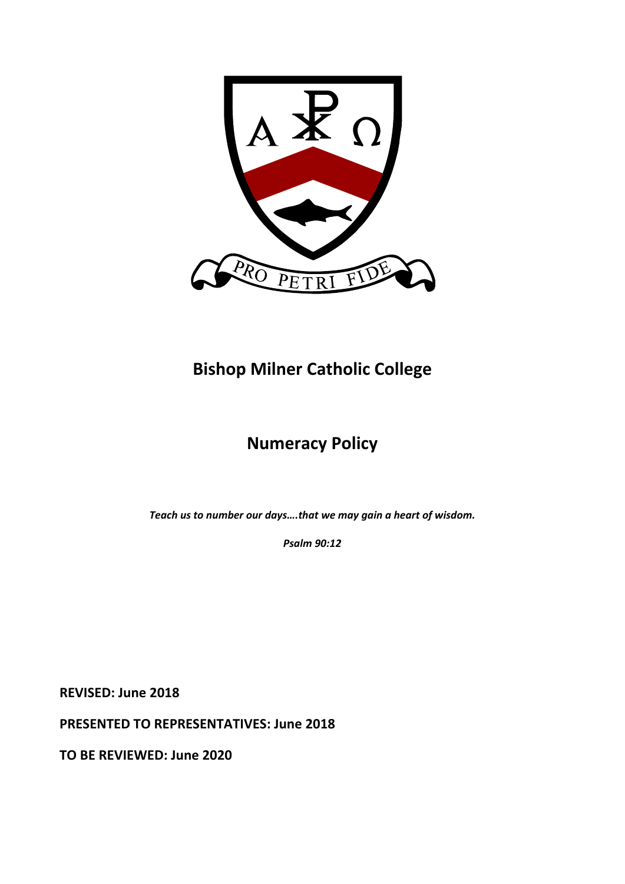# Bishop Milner Catholic College

## Numeracy Policy

***Teach us to number our days….that we may gain a heart of wisdom.***

***Psalm 90:12***

**REVISED: June 2018**

**PRESENTED TO REPRESENTATIVES: June 2018**

**TO BE REVIEWED: June 2020**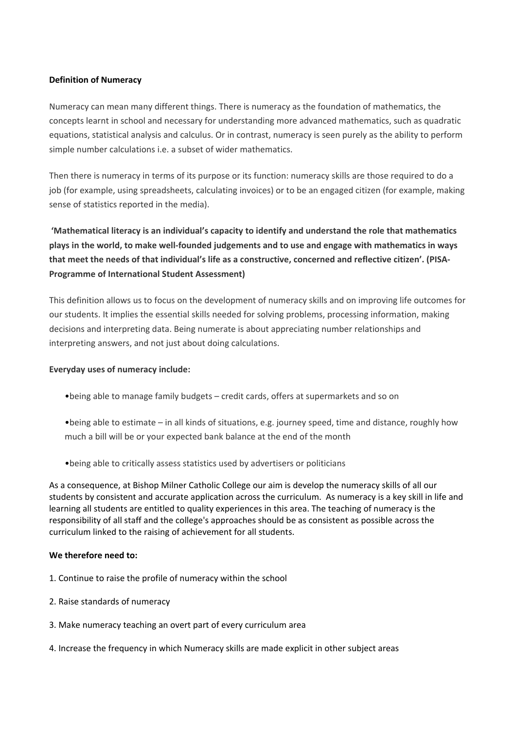**Definition of Numeracy**

Numeracy can mean many different things. There is numeracy as the foundation of mathematics, the concepts learnt in school and necessary for understanding more advanced mathematics, such as quadratic equations, statistical analysis and calculus. Or in contrast, numeracy is seen purely as the ability to perform simple number calculations i.e. a subset of wider mathematics.

Then there is numeracy in terms of its purpose or its function: numeracy skills are those required to do a job (for example, using spreadsheets, calculating invoices) or to be an engaged citizen (for example, making sense of statistics reported in the media).

**'Mathematical literacy is an individual's capacity to identify and understand the role that mathematics plays in the world, to make well-founded judgements and to use and engage with mathematics in ways that meet the needs of that individual's life as a constructive, concerned and reflective citizen'. (PISA-Programme of International Student Assessment)**

This definition allows us to focus on the development of numeracy skills and on improving life outcomes for our students. It implies the essential skills needed for solving problems, processing information, making decisions and interpreting data. Being numerate is about appreciating number relationships and interpreting answers, and not just about doing calculations.

**Everyday uses of numeracy include:**

- being able to manage family budgets – credit cards, offers at supermarkets and so on
- being able to estimate – in all kinds of situations, e.g. journey speed, time and distance, roughly how much a bill will be or your expected bank balance at the end of the month
- being able to critically assess statistics used by advertisers or politicians

As a consequence, at Bishop Milner Catholic College our aim is develop the numeracy skills of all our students by consistent and accurate application across the curriculum. As numeracy is a key skill in life and learning all students are entitled to quality experiences in this area. The teaching of numeracy is the responsibility of all staff and the college's approaches should be as consistent as possible across the curriculum linked to the raising of achievement for all students.

**We therefore need to:**

1. Continue to raise the profile of numeracy within the school
2. Raise standards of numeracy
3. Make numeracy teaching an overt part of every curriculum area
4. Increase the frequency in which Numeracy skills are made explicit in other subject areas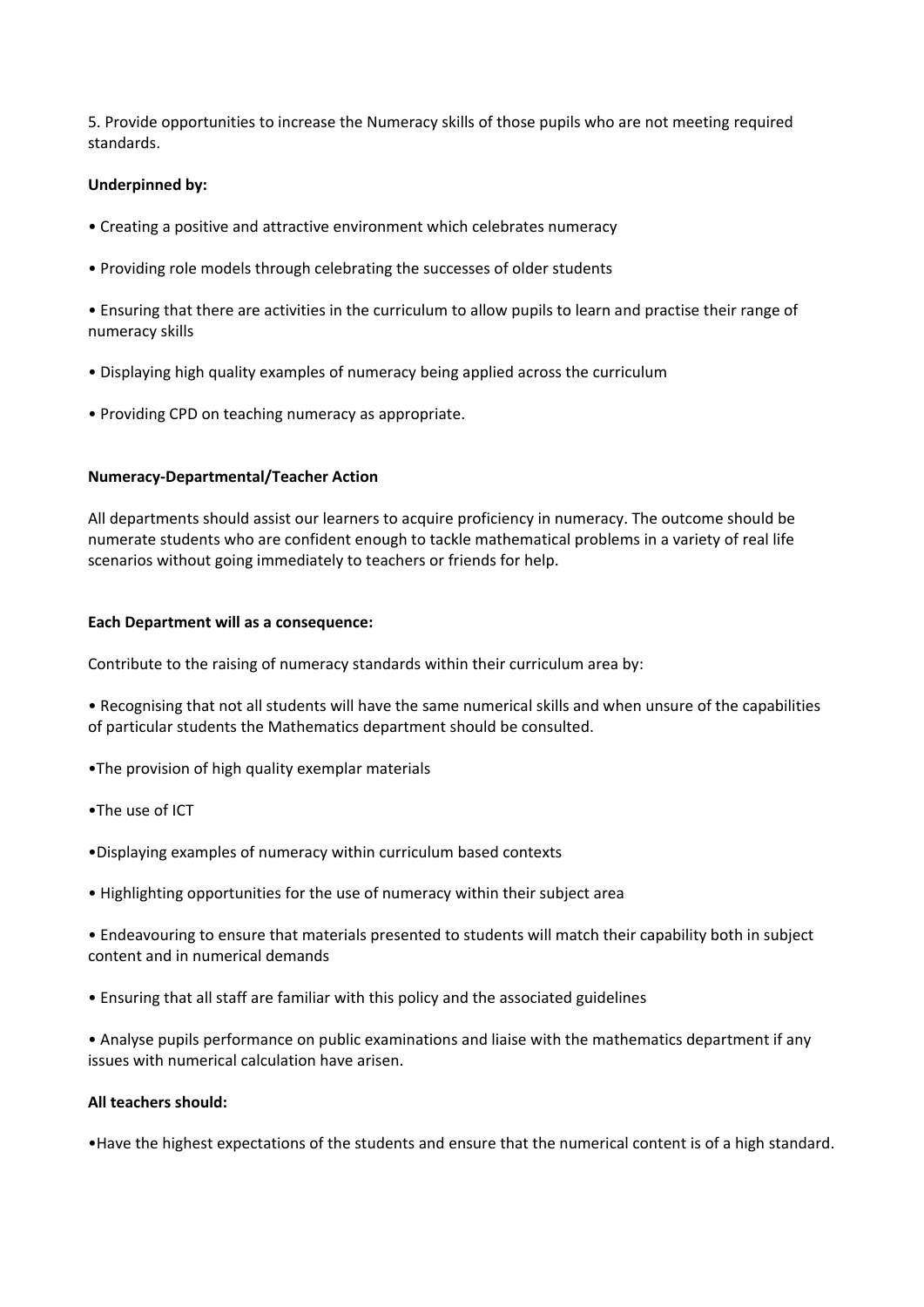5. Provide opportunities to increase the Numeracy skills of those pupils who are not meeting required standards.

**Underpinned by:**

- Creating a positive and attractive environment which celebrates numeracy
- Providing role models through celebrating the successes of older students
- Ensuring that there are activities in the curriculum to allow pupils to learn and practise their range of numeracy skills
- Displaying high quality examples of numeracy being applied across the curriculum
- Providing CPD on teaching numeracy as appropriate.

**Numeracy-Departmental/Teacher Action**

All departments should assist our learners to acquire proficiency in numeracy. The outcome should be numerate students who are confident enough to tackle mathematical problems in a variety of real life scenarios without going immediately to teachers or friends for help.

**Each Department will as a consequence:**

Contribute to the raising of numeracy standards within their curriculum area by:

- Recognising that not all students will have the same numerical skills and when unsure of the capabilities of particular students the Mathematics department should be consulted.
- The provision of high quality exemplar materials
- The use of ICT
- Displaying examples of numeracy within curriculum based contexts
- Highlighting opportunities for the use of numeracy within their subject area
- Endeavouring to ensure that materials presented to students will match their capability both in subject content and in numerical demands
- Ensuring that all staff are familiar with this policy and the associated guidelines
- Analyse pupils performance on public examinations and liaise with the mathematics department if any issues with numerical calculation have arisen.

**All teachers should:**

- Have the highest expectations of the students and ensure that the numerical content is of a high standard.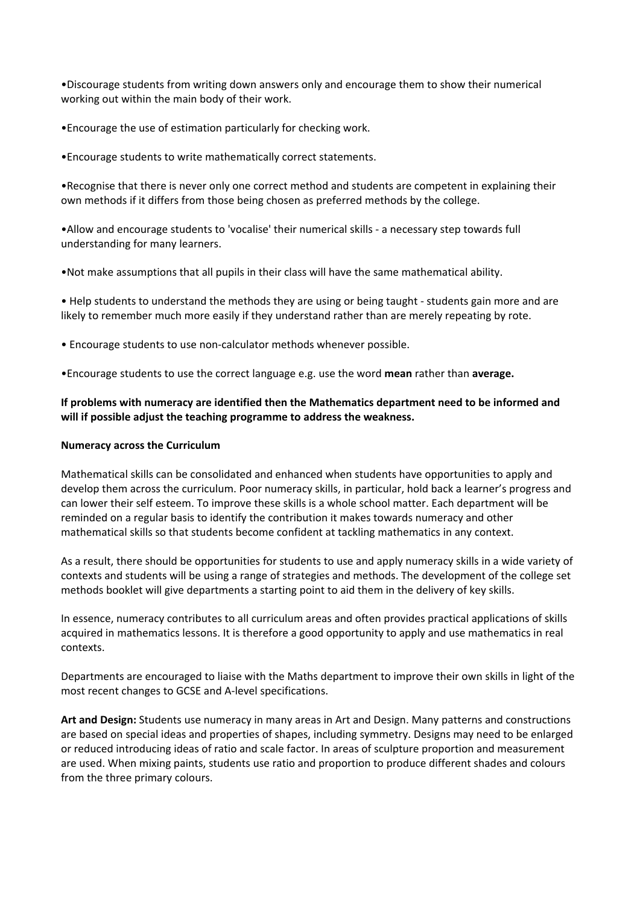- Discourage students from writing down answers only and encourage them to show their numerical working out within the main body of their work.
- Encourage the use of estimation particularly for checking work.
- Encourage students to write mathematically correct statements.
- Recognise that there is never only one correct method and students are competent in explaining their own methods if it differs from those being chosen as preferred methods by the college.
- Allow and encourage students to 'vocalise' their numerical skills - a necessary step towards full understanding for many learners.
- Not make assumptions that all pupils in their class will have the same mathematical ability.
- Help students to understand the methods they are using or being taught - students gain more and are likely to remember much more easily if they understand rather than are merely repeating by rote.
- Encourage students to use non-calculator methods whenever possible.
- Encourage students to use the correct language e.g. use the word **mean** rather than **average.**

**If problems with numeracy are identified then the Mathematics department need to be informed and will if possible adjust the teaching programme to address the weakness.**

**Numeracy across the Curriculum**

Mathematical skills can be consolidated and enhanced when students have opportunities to apply and develop them across the curriculum. Poor numeracy skills, in particular, hold back a learner's progress and can lower their self esteem. To improve these skills is a whole school matter. Each department will be reminded on a regular basis to identify the contribution it makes towards numeracy and other mathematical skills so that students become confident at tackling mathematics in any context.

As a result, there should be opportunities for students to use and apply numeracy skills in a wide variety of contexts and students will be using a range of strategies and methods. The development of the college set methods booklet will give departments a starting point to aid them in the delivery of key skills.

In essence, numeracy contributes to all curriculum areas and often provides practical applications of skills acquired in mathematics lessons. It is therefore a good opportunity to apply and use mathematics in real contexts.

Departments are encouraged to liaise with the Maths department to improve their own skills in light of the most recent changes to GCSE and A-level specifications.

**Art and Design:** Students use numeracy in many areas in Art and Design. Many patterns and constructions are based on special ideas and properties of shapes, including symmetry. Designs may need to be enlarged or reduced introducing ideas of ratio and scale factor. In areas of sculpture proportion and measurement are used. When mixing paints, students use ratio and proportion to produce different shades and colours from the three primary colours.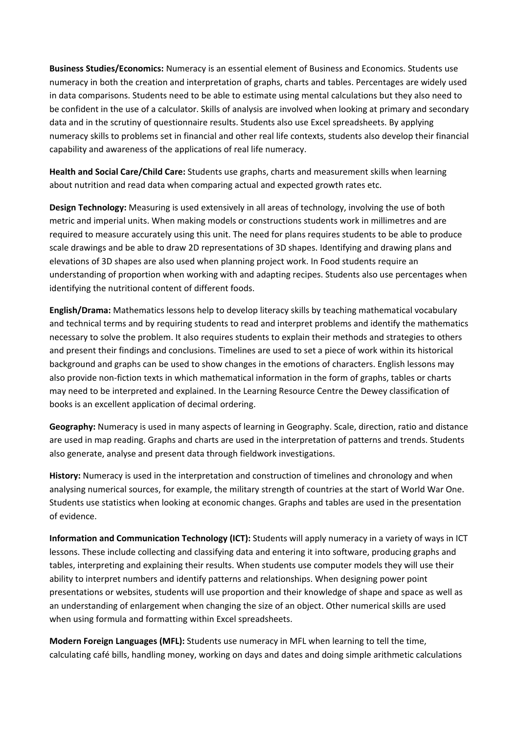**Business Studies/Economics:** Numeracy is an essential element of Business and Economics. Students use numeracy in both the creation and interpretation of graphs, charts and tables. Percentages are widely used in data comparisons. Students need to be able to estimate using mental calculations but they also need to be confident in the use of a calculator. Skills of analysis are involved when looking at primary and secondary data and in the scrutiny of questionnaire results. Students also use Excel spreadsheets. By applying numeracy skills to problems set in financial and other real life contexts, students also develop their financial capability and awareness of the applications of real life numeracy.

**Health and Social Care/Child Care:** Students use graphs, charts and measurement skills when learning about nutrition and read data when comparing actual and expected growth rates etc.

**Design Technology:** Measuring is used extensively in all areas of technology, involving the use of both metric and imperial units. When making models or constructions students work in millimetres and are required to measure accurately using this unit. The need for plans requires students to be able to produce scale drawings and be able to draw 2D representations of 3D shapes. Identifying and drawing plans and elevations of 3D shapes are also used when planning project work. In Food students require an understanding of proportion when working with and adapting recipes. Students also use percentages when identifying the nutritional content of different foods.

**English/Drama:** Mathematics lessons help to develop literacy skills by teaching mathematical vocabulary and technical terms and by requiring students to read and interpret problems and identify the mathematics necessary to solve the problem. It also requires students to explain their methods and strategies to others and present their findings and conclusions. Timelines are used to set a piece of work within its historical background and graphs can be used to show changes in the emotions of characters. English lessons may also provide non-fiction texts in which mathematical information in the form of graphs, tables or charts may need to be interpreted and explained. In the Learning Resource Centre the Dewey classification of books is an excellent application of decimal ordering.

**Geography:** Numeracy is used in many aspects of learning in Geography. Scale, direction, ratio and distance are used in map reading. Graphs and charts are used in the interpretation of patterns and trends. Students also generate, analyse and present data through fieldwork investigations.

**History:** Numeracy is used in the interpretation and construction of timelines and chronology and when analysing numerical sources, for example, the military strength of countries at the start of World War One. Students use statistics when looking at economic changes. Graphs and tables are used in the presentation of evidence.

**Information and Communication Technology (ICT):** Students will apply numeracy in a variety of ways in ICT lessons. These include collecting and classifying data and entering it into software, producing graphs and tables, interpreting and explaining their results. When students use computer models they will use their ability to interpret numbers and identify patterns and relationships. When designing power point presentations or websites, students will use proportion and their knowledge of shape and space as well as an understanding of enlargement when changing the size of an object. Other numerical skills are used when using formula and formatting within Excel spreadsheets.

**Modern Foreign Languages (MFL):** Students use numeracy in MFL when learning to tell the time, calculating café bills, handling money, working on days and dates and doing simple arithmetic calculations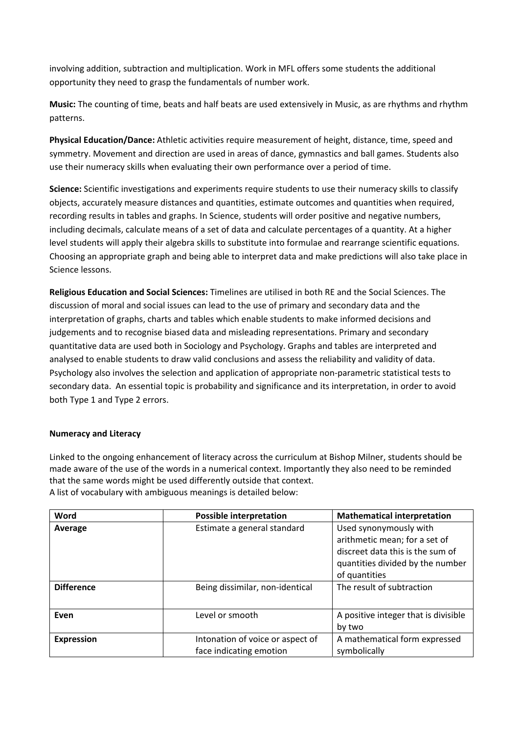involving addition, subtraction and multiplication. Work in MFL offers some students the additional opportunity they need to grasp the fundamentals of number work.

**Music:** The counting of time, beats and half beats are used extensively in Music, as are rhythms and rhythm patterns.

**Physical Education/Dance:** Athletic activities require measurement of height, distance, time, speed and symmetry. Movement and direction are used in areas of dance, gymnastics and ball games. Students also use their numeracy skills when evaluating their own performance over a period of time.

**Science:** Scientific investigations and experiments require students to use their numeracy skills to classify objects, accurately measure distances and quantities, estimate outcomes and quantities when required, recording results in tables and graphs. In Science, students will order positive and negative numbers, including decimals, calculate means of a set of data and calculate percentages of a quantity. At a higher level students will apply their algebra skills to substitute into formulae and rearrange scientific equations. Choosing an appropriate graph and being able to interpret data and make predictions will also take place in Science lessons.

**Religious Education and Social Sciences:** Timelines are utilised in both RE and the Social Sciences. The discussion of moral and social issues can lead to the use of primary and secondary data and the interpretation of graphs, charts and tables which enable students to make informed decisions and judgements and to recognise biased data and misleading representations. Primary and secondary quantitative data are used both in Sociology and Psychology. Graphs and tables are interpreted and analysed to enable students to draw valid conclusions and assess the reliability and validity of data. Psychology also involves the selection and application of appropriate non-parametric statistical tests to secondary data. An essential topic is probability and significance and its interpretation, in order to avoid both Type 1 and Type 2 errors.

**Numeracy and Literacy**

Linked to the ongoing enhancement of literacy across the curriculum at Bishop Milner, students should be made aware of the use of the words in a numerical context. Importantly they also need to be reminded that the same words might be used differently outside that context.
A list of vocabulary with ambiguous meanings is detailed below:

| Word | Possible interpretation | Mathematical interpretation |
| --- | --- | --- |
| **Average** | Estimate a general standard | Used synonymously with arithmetic mean; for a set of discreet data this is the sum of quantities divided by the number of quantities |
| **Difference** | Being dissimilar, non-identical | The result of subtraction |
| **Even** | Level or smooth | A positive integer that is divisible by two |
| **Expression** | Intonation of voice or aspect of face indicating emotion | A mathematical form expressed symbolically |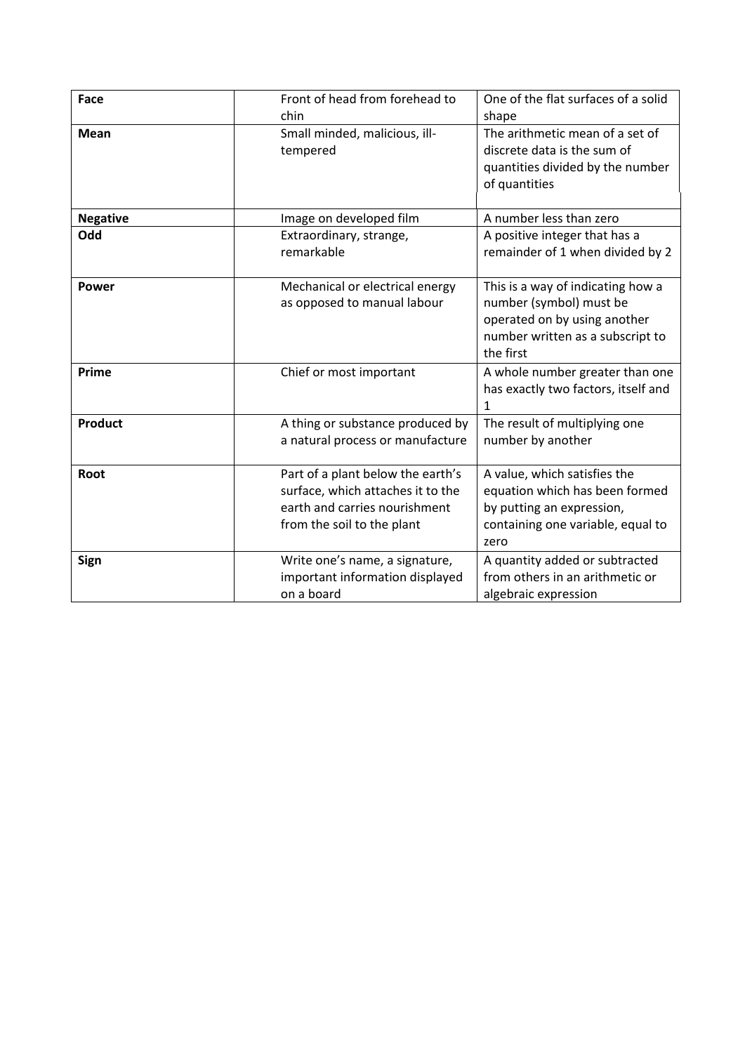| | | |
|---|---|---|
| **Face** | Front of head from forehead to chin | One of the flat surfaces of a solid shape |
| **Mean** | Small minded, malicious, ill-tempered | The arithmetic mean of a set of discrete data is the sum of quantities divided by the number of quantities |
| **Negative** | Image on developed film | A number less than zero |
| **Odd** | Extraordinary, strange, remarkable | A positive integer that has a remainder of 1 when divided by 2 |
| **Power** | Mechanical or electrical energy as opposed to manual labour | This is a way of indicating how a number (symbol) must be operated on by using another number written as a subscript to the first |
| **Prime** | Chief or most important | A whole number greater than one has exactly two factors, itself and 1 |
| **Product** | A thing or substance produced by a natural process or manufacture | The result of multiplying one number by another |
| **Root** | Part of a plant below the earth's surface, which attaches it to the earth and carries nourishment from the soil to the plant | A value, which satisfies the equation which has been formed by putting an expression, containing one variable, equal to zero |
| **Sign** | Write one's name, a signature, important information displayed on a board | A quantity added or subtracted from others in an arithmetic or algebraic expression |